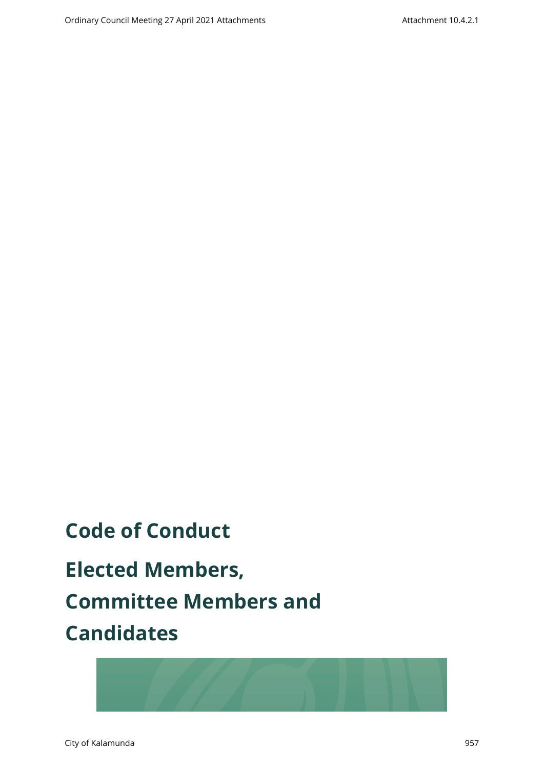# Code of Conduct

# Elected Members, Committee Members and Candidates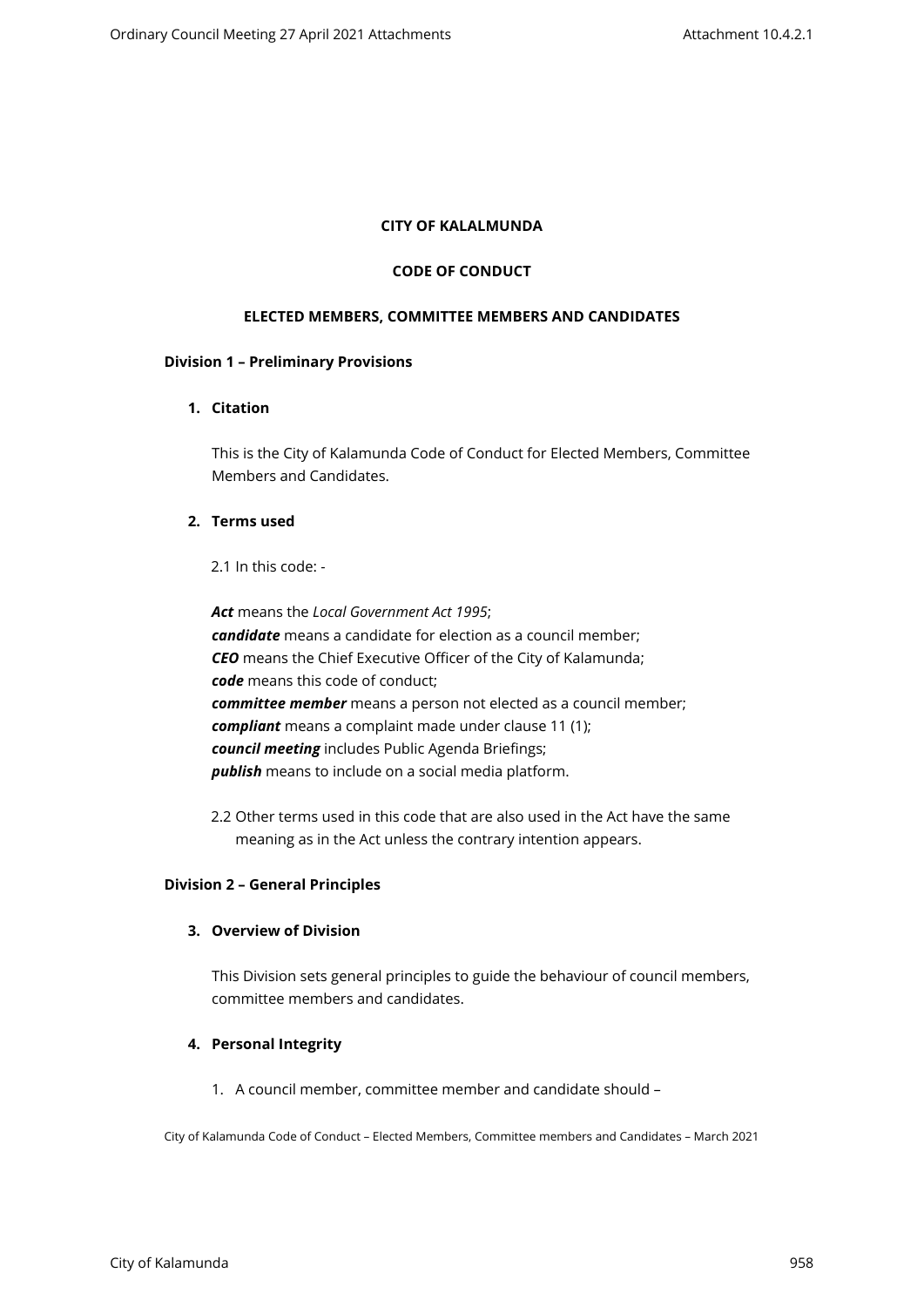**CITY OF KALAMUNDA**

**CODE OF CONDUCT**

**ELECTED MEMBERS, COMMITTEE MEMBERS AND CANDIDATES**

**Division 1 – Preliminary Provisions**

**1. Citation**

This is the City of Kalamunda Code of Conduct for Elected Members, Committee Members and Candidates.

**2. Terms used**

2.1 In this code: -

***Act*** means the *Local Government Act 1995*;
***candidate*** means a candidate for election as a council member;
***CEO*** means the Chief Executive Officer of the City of Kalamunda;
***code*** means this code of conduct;
***committee member*** means a person not elected as a council member;
***compliant*** means a complaint made under clause 11 (1);
***council meeting*** includes Public Agenda Briefings;
***publish*** means to include on a social media platform.

2.2 Other terms used in this code that are also used in the Act have the same meaning as in the Act unless the contrary intention appears.

**Division 2 – General Principles**

**3. Overview of Division**

This Division sets general principles to guide the behaviour of council members, committee members and candidates.

**4. Personal Integrity**

1. A council member, committee member and candidate should –

City of Kalamunda Code of Conduct – Elected Members, Committee members and Candidates – March 2021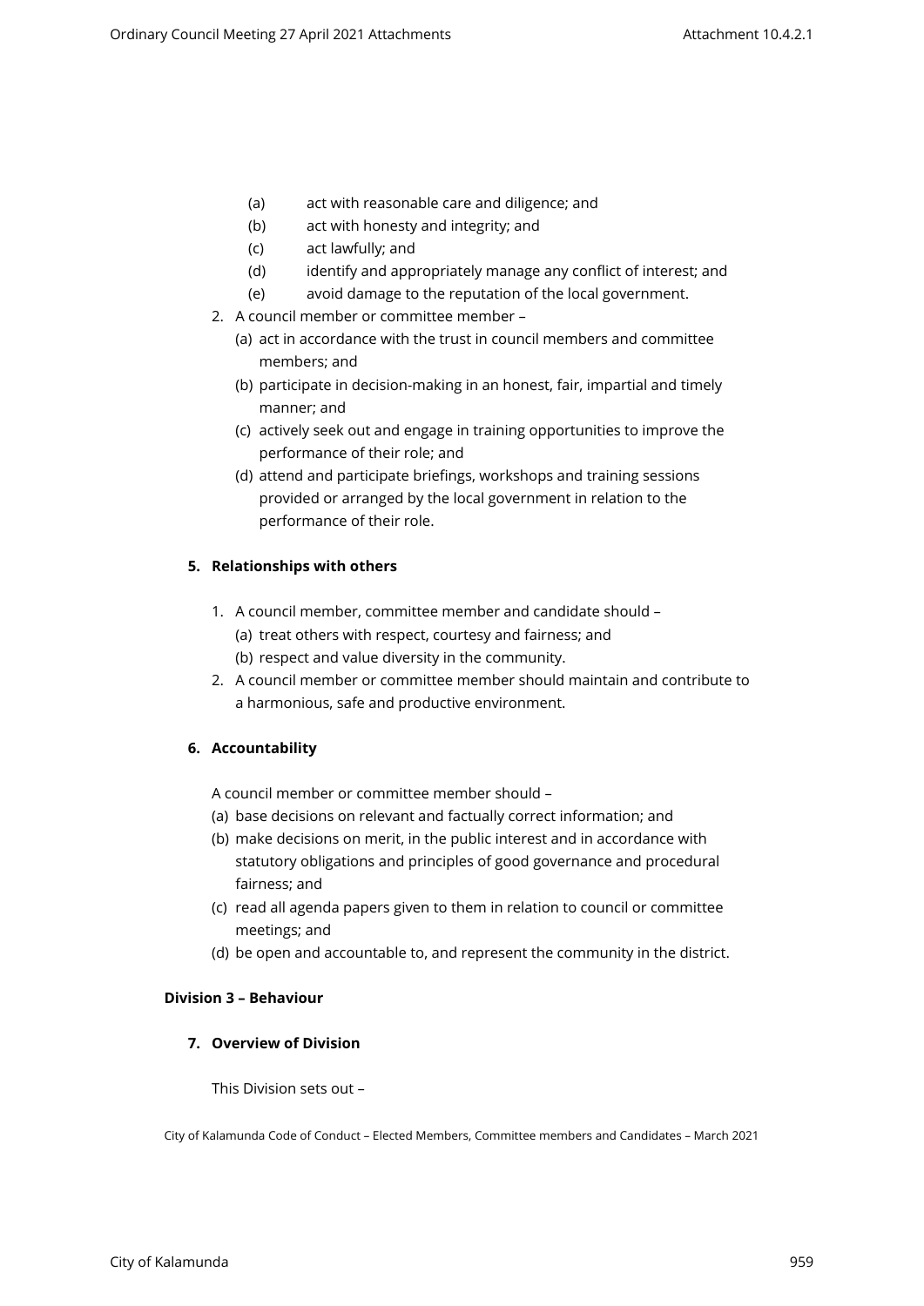(a) act with reasonable care and diligence; and
(b) act with honesty and integrity; and
(c) act lawfully; and
(d) identify and appropriately manage any conflict of interest; and
(e) avoid damage to the reputation of the local government.

2. A council member or committee member –
   (a) act in accordance with the trust in council members and committee members; and
   (b) participate in decision-making in an honest, fair, impartial and timely manner; and
   (c) actively seek out and engage in training opportunities to improve the performance of their role; and
   (d) attend and participate briefings, workshops and training sessions provided or arranged by the local government in relation to the performance of their role.

### 5. Relationships with others

1. A council member, committee member and candidate should –
   (a) treat others with respect, courtesy and fairness; and
   (b) respect and value diversity in the community.
2. A council member or committee member should maintain and contribute to a harmonious, safe and productive environment.

### 6. Accountability

A council member or committee member should –

(a) base decisions on relevant and factually correct information; and
(b) make decisions on merit, in the public interest and in accordance with statutory obligations and principles of good governance and procedural fairness; and
(c) read all agenda papers given to them in relation to council or committee meetings; and
(d) be open and accountable to, and represent the community in the district.

## Division 3 – Behaviour

### 7. Overview of Division

This Division sets out –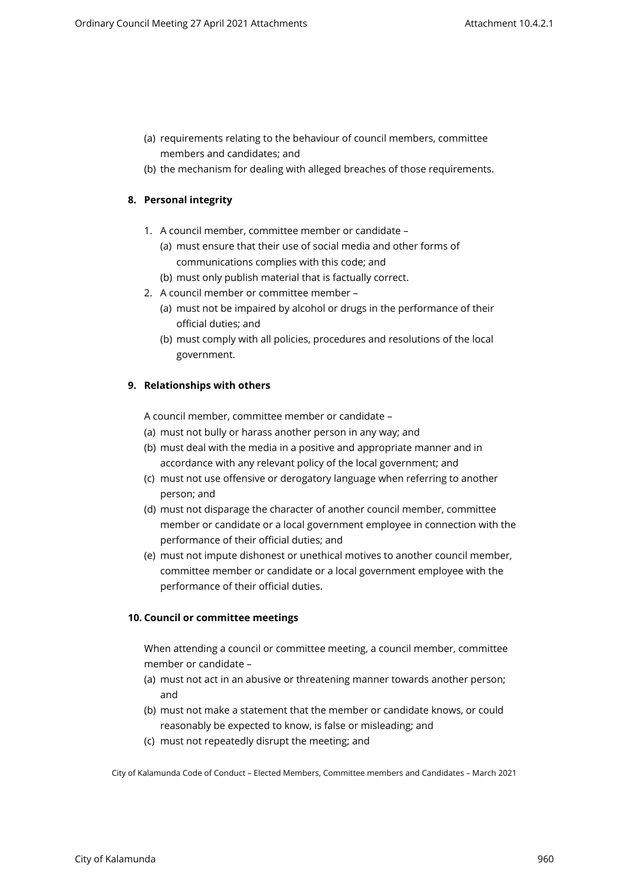(a) requirements relating to the behaviour of council members, committee members and candidates; and

(b) the mechanism for dealing with alleged breaches of those requirements.

## 8. Personal integrity

1. A council member, committee member or candidate –
   (a) must ensure that their use of social media and other forms of communications complies with this code; and
   (b) must only publish material that is factually correct.
2. A council member or committee member –
   (a) must not be impaired by alcohol or drugs in the performance of their official duties; and
   (b) must comply with all policies, procedures and resolutions of the local government.

## 9. Relationships with others

A council member, committee member or candidate –

(a) must not bully or harass another person in any way; and

(b) must deal with the media in a positive and appropriate manner and in accordance with any relevant policy of the local government; and

(c) must not use offensive or derogatory language when referring to another person; and

(d) must not disparage the character of another council member, committee member or candidate or a local government employee in connection with the performance of their official duties; and

(e) must not impute dishonest or unethical motives to another council member, committee member or candidate or a local government employee with the performance of their official duties.

## 10. Council or committee meetings

When attending a council or committee meeting, a council member, committee member or candidate –

(a) must not act in an abusive or threatening manner towards another person; and

(b) must not make a statement that the member or candidate knows, or could reasonably be expected to know, is false or misleading; and

(c) must not repeatedly disrupt the meeting; and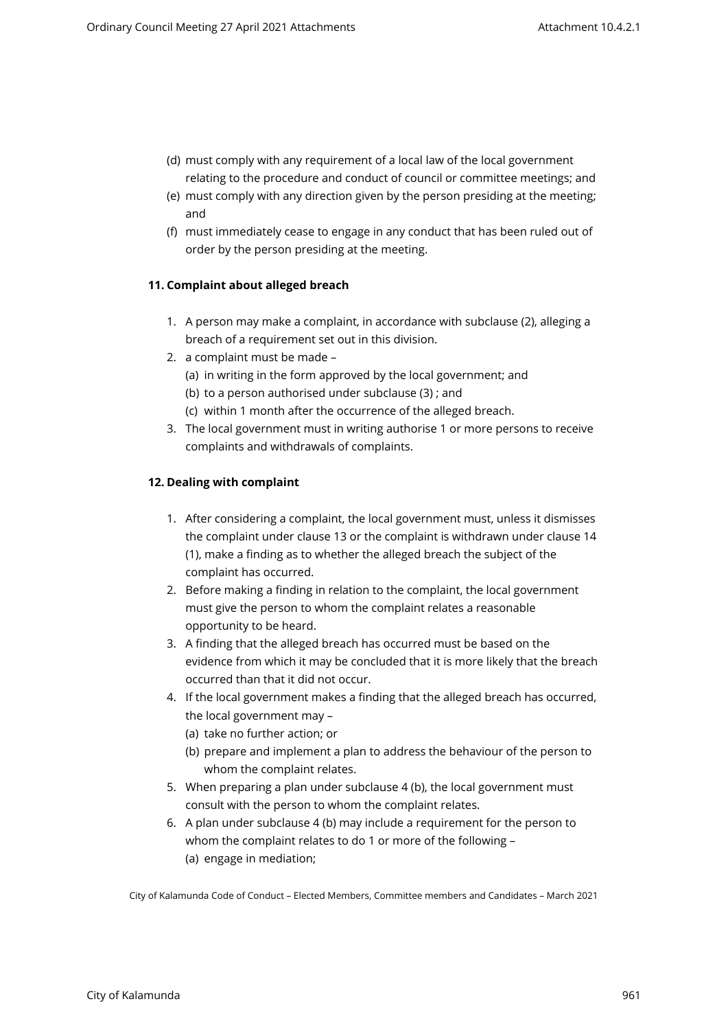(d) must comply with any requirement of a local law of the local government relating to the procedure and conduct of council or committee meetings; and

(e) must comply with any direction given by the person presiding at the meeting; and

(f) must immediately cease to engage in any conduct that has been ruled out of order by the person presiding at the meeting.

**11. Complaint about alleged breach**

1. A person may make a complaint, in accordance with subclause (2), alleging a breach of a requirement set out in this division.
2. a complaint must be made –
   (a) in writing in the form approved by the local government; and
   (b) to a person authorised under subclause (3) ; and
   (c) within 1 month after the occurrence of the alleged breach.
3. The local government must in writing authorise 1 or more persons to receive complaints and withdrawals of complaints.

**12. Dealing with complaint**

1. After considering a complaint, the local government must, unless it dismisses the complaint under clause 13 or the complaint is withdrawn under clause 14 (1), make a finding as to whether the alleged breach the subject of the complaint has occurred.
2. Before making a finding in relation to the complaint, the local government must give the person to whom the complaint relates a reasonable opportunity to be heard.
3. A finding that the alleged breach has occurred must be based on the evidence from which it may be concluded that it is more likely that the breach occurred than that it did not occur.
4. If the local government makes a finding that the alleged breach has occurred, the local government may –
   (a) take no further action; or
   (b) prepare and implement a plan to address the behaviour of the person to whom the complaint relates.
5. When preparing a plan under subclause 4 (b), the local government must consult with the person to whom the complaint relates.
6. A plan under subclause 4 (b) may include a requirement for the person to whom the complaint relates to do 1 or more of the following –
   (a) engage in mediation;

City of Kalamunda Code of Conduct – Elected Members, Committee members and Candidates – March 2021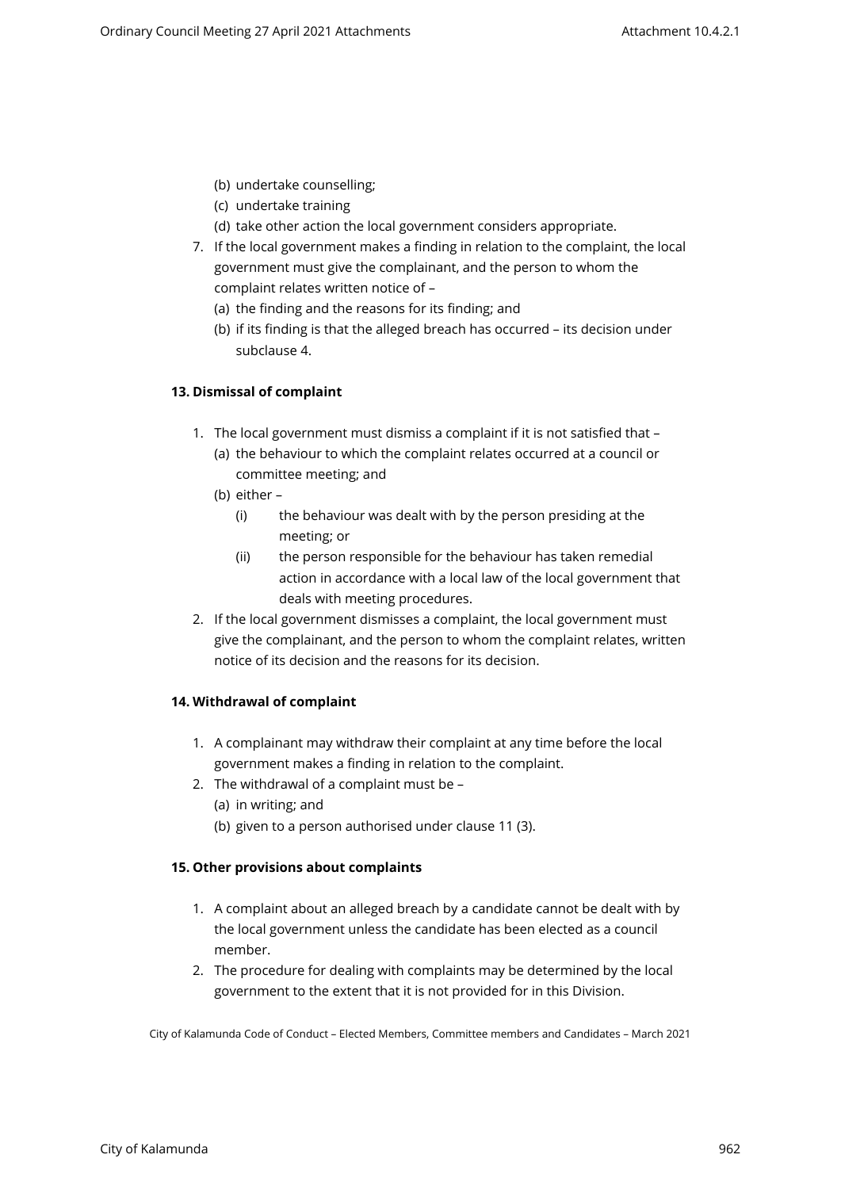(b) undertake counselling;

(c) undertake training

(d) take other action the local government considers appropriate.

7. If the local government makes a finding in relation to the complaint, the local government must give the complainant, and the person to whom the complaint relates written notice of –

   (a) the finding and the reasons for its finding; and

   (b) if its finding is that the alleged breach has occurred – its decision under subclause 4.

### 13. Dismissal of complaint

1. The local government must dismiss a complaint if it is not satisfied that –

   (a) the behaviour to which the complaint relates occurred at a council or committee meeting; and

   (b) either –

      (i) the behaviour was dealt with by the person presiding at the meeting; or

      (ii) the person responsible for the behaviour has taken remedial action in accordance with a local law of the local government that deals with meeting procedures.

2. If the local government dismisses a complaint, the local government must give the complainant, and the person to whom the complaint relates, written notice of its decision and the reasons for its decision.

### 14. Withdrawal of complaint

1. A complainant may withdraw their complaint at any time before the local government makes a finding in relation to the complaint.

2. The withdrawal of a complaint must be –

   (a) in writing; and

   (b) given to a person authorised under clause 11 (3).

### 15. Other provisions about complaints

1. A complaint about an alleged breach by a candidate cannot be dealt with by the local government unless the candidate has been elected as a council member.

2. The procedure for dealing with complaints may be determined by the local government to the extent that it is not provided for in this Division.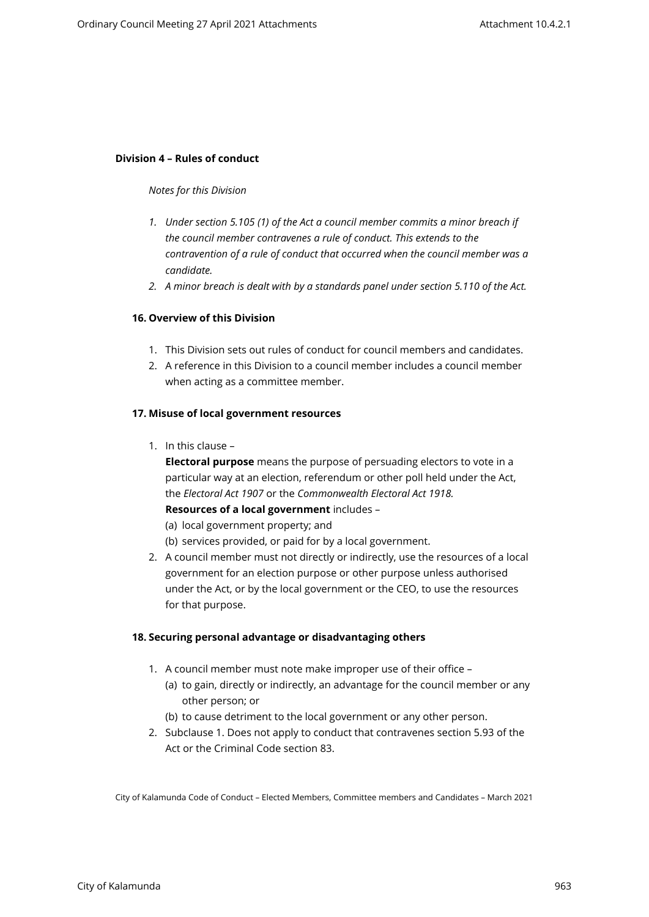**Division 4 – Rules of conduct**

*Notes for this Division*

1. *Under section 5.105 (1) of the Act a council member commits a minor breach if the council member contravenes a rule of conduct. This extends to the contravention of a rule of conduct that occurred when the council member was a candidate.*
2. *A minor breach is dealt with by a standards panel under section 5.110 of the Act.*

**16. Overview of this Division**

1. This Division sets out rules of conduct for council members and candidates.
2. A reference in this Division to a council member includes a council member when acting as a committee member.

**17. Misuse of local government resources**

1. In this clause –

   **Electoral purpose** means the purpose of persuading electors to vote in a particular way at an election, referendum or other poll held under the Act, the *Electoral Act 1907* or the *Commonwealth Electoral Act 1918.*

   **Resources of a local government** includes –

   (a) local government property; and

   (b) services provided, or paid for by a local government.
2. A council member must not directly or indirectly, use the resources of a local government for an election purpose or other purpose unless authorised under the Act, or by the local government or the CEO, to use the resources for that purpose.

**18. Securing personal advantage or disadvantaging others**

1. A council member must note make improper use of their office –

   (a) to gain, directly or indirectly, an advantage for the council member or any other person; or

   (b) to cause detriment to the local government or any other person.
2. Subclause 1. Does not apply to conduct that contravenes section 5.93 of the Act or the Criminal Code section 83.

City of Kalamunda Code of Conduct – Elected Members, Committee members and Candidates – March 2021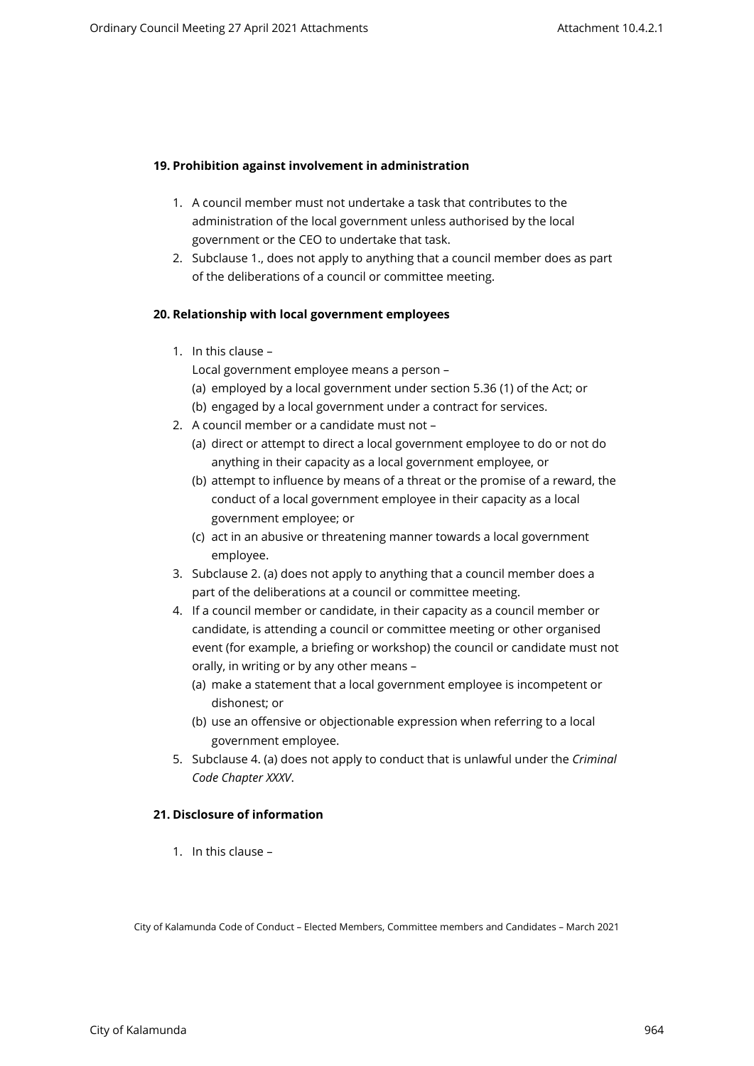## 19. Prohibition against involvement in administration

1. A council member must not undertake a task that contributes to the administration of the local government unless authorised by the local government or the CEO to undertake that task.
2. Subclause 1., does not apply to anything that a council member does as part of the deliberations of a council or committee meeting.

## 20. Relationship with local government employees

1. In this clause –

   Local government employee means a person –

   (a) employed by a local government under section 5.36 (1) of the Act; or

   (b) engaged by a local government under a contract for services.
2. A council member or a candidate must not –

   (a) direct or attempt to direct a local government employee to do or not do anything in their capacity as a local government employee, or

   (b) attempt to influence by means of a threat or the promise of a reward, the conduct of a local government employee in their capacity as a local government employee; or

   (c) act in an abusive or threatening manner towards a local government employee.
3. Subclause 2. (a) does not apply to anything that a council member does a part of the deliberations at a council or committee meeting.
4. If a council member or candidate, in their capacity as a council member or candidate, is attending a council or committee meeting or other organised event (for example, a briefing or workshop) the council or candidate must not orally, in writing or by any other means –

   (a) make a statement that a local government employee is incompetent or dishonest; or

   (b) use an offensive or objectionable expression when referring to a local government employee.
5. Subclause 4. (a) does not apply to conduct that is unlawful under the *Criminal Code Chapter XXXV*.

## 21. Disclosure of information

1. In this clause –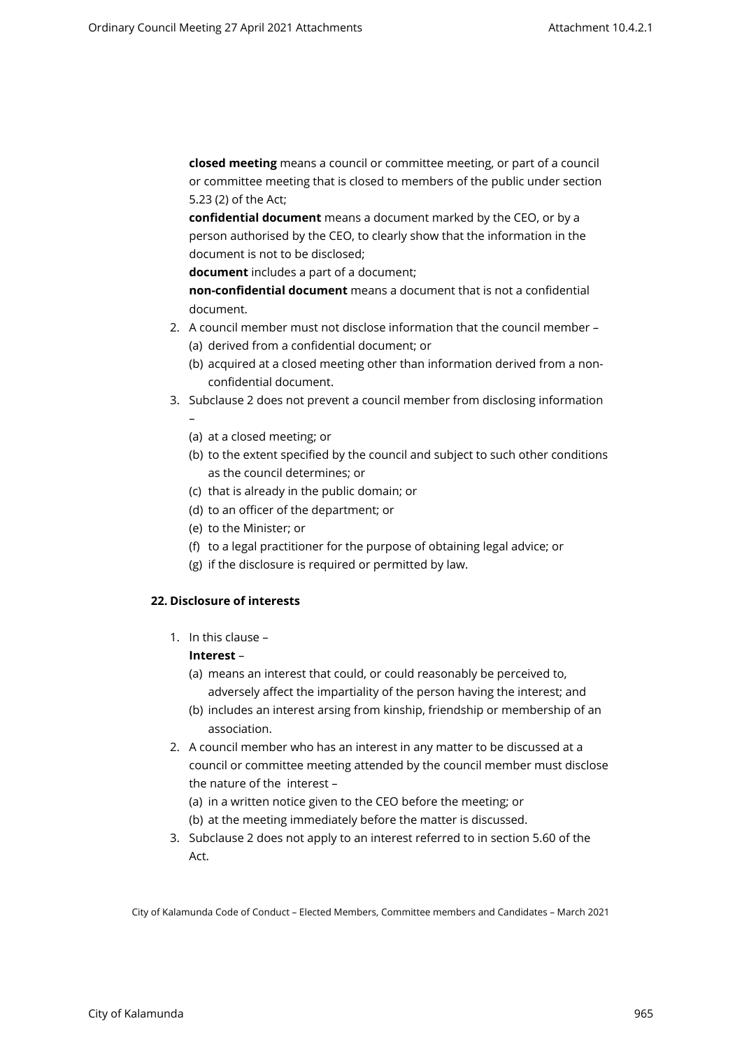**closed meeting** means a council or committee meeting, or part of a council or committee meeting that is closed to members of the public under section 5.23 (2) of the Act;

**confidential document** means a document marked by the CEO, or by a person authorised by the CEO, to clearly show that the information in the document is not to be disclosed;

**document** includes a part of a document;

**non-confidential document** means a document that is not a confidential document.

2. A council member must not disclose information that the council member –
   (a) derived from a confidential document; or
   (b) acquired at a closed meeting other than information derived from a non-confidential document.
3. Subclause 2 does not prevent a council member from disclosing information –
   (a) at a closed meeting; or
   (b) to the extent specified by the council and subject to such other conditions as the council determines; or
   (c) that is already in the public domain; or
   (d) to an officer of the department; or
   (e) to the Minister; or
   (f) to a legal practitioner for the purpose of obtaining legal advice; or
   (g) if the disclosure is required or permitted by law.

**22. Disclosure of interests**

1. In this clause –

   **Interest** –
   (a) means an interest that could, or could reasonably be perceived to, adversely affect the impartiality of the person having the interest; and
   (b) includes an interest arsing from kinship, friendship or membership of an association.
2. A council member who has an interest in any matter to be discussed at a council or committee meeting attended by the council member must disclose the nature of the interest –
   (a) in a written notice given to the CEO before the meeting; or
   (b) at the meeting immediately before the matter is discussed.
3. Subclause 2 does not apply to an interest referred to in section 5.60 of the Act.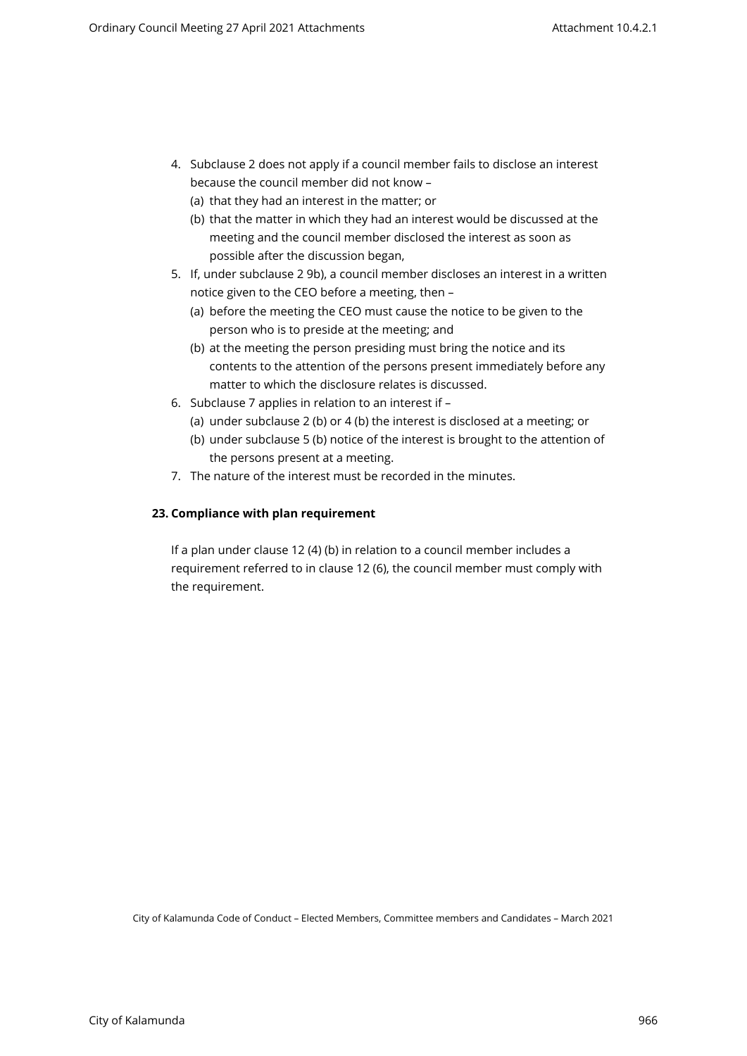4. Subclause 2 does not apply if a council member fails to disclose an interest because the council member did not know –
   (a) that they had an interest in the matter; or
   (b) that the matter in which they had an interest would be discussed at the meeting and the council member disclosed the interest as soon as possible after the discussion began,
5. If, under subclause 2 9b), a council member discloses an interest in a written notice given to the CEO before a meeting, then –
   (a) before the meeting the CEO must cause the notice to be given to the person who is to preside at the meeting; and
   (b) at the meeting the person presiding must bring the notice and its contents to the attention of the persons present immediately before any matter to which the disclosure relates is discussed.
6. Subclause 7 applies in relation to an interest if –
   (a) under subclause 2 (b) or 4 (b) the interest is disclosed at a meeting; or
   (b) under subclause 5 (b) notice of the interest is brought to the attention of the persons present at a meeting.
7. The nature of the interest must be recorded in the minutes.

**23. Compliance with plan requirement**

If a plan under clause 12 (4) (b) in relation to a council member includes a requirement referred to in clause 12 (6), the council member must comply with the requirement.